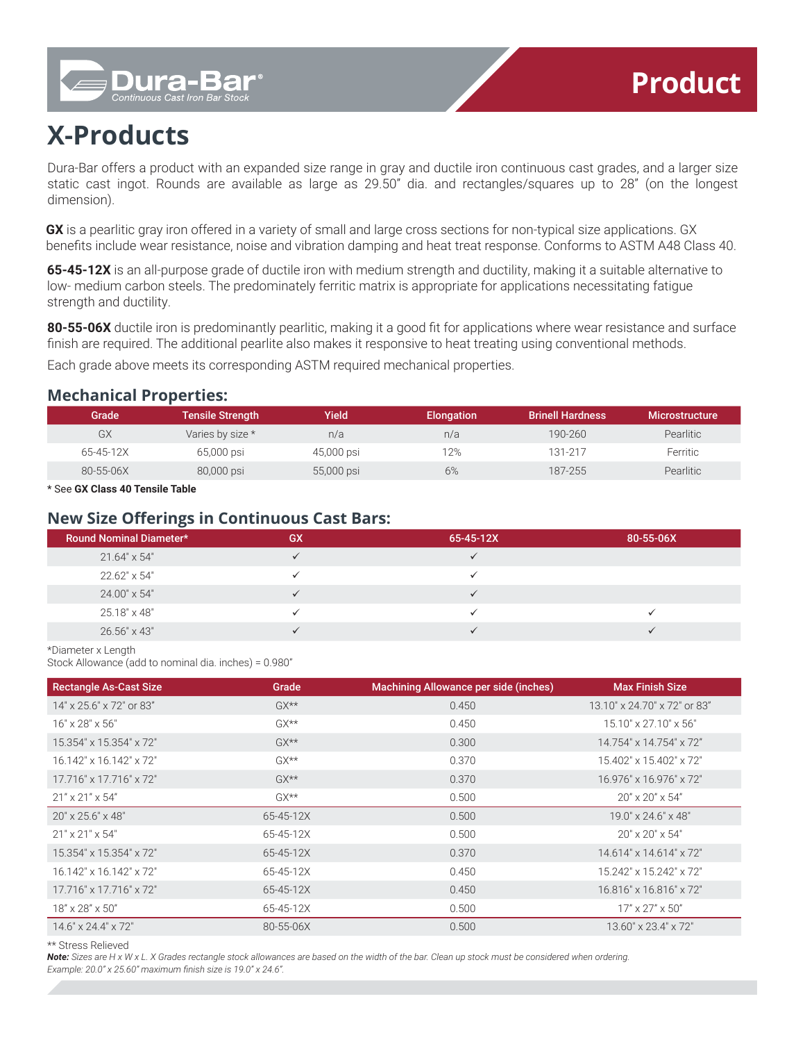Dura-Bar®
Continuous Cast Iron Bar Stock

Product

# X-Products

Dura-Bar offers a product with an expanded size range in gray and ductile iron continuous cast grades, and a larger size static cast ingot. Rounds are available as large as 29.50" dia. and rectangles/squares up to 28" (on the longest dimension).

**GX** is a pearlitic gray iron offered in a variety of small and large cross sections for non-typical size applications. GX benefits include wear resistance, noise and vibration damping and heat treat response. Conforms to ASTM A48 Class 40.

**65-45-12X** is an all-purpose grade of ductile iron with medium strength and ductility, making it a suitable alternative to low- medium carbon steels. The predominately ferritic matrix is appropriate for applications necessitating fatigue strength and ductility.

**80-55-06X** ductile iron is predominantly pearlitic, making it a good fit for applications where wear resistance and surface finish are required. The additional pearlite also makes it responsive to heat treating using conventional methods.

Each grade above meets its corresponding ASTM required mechanical properties.

## Mechanical Properties:

| Grade | Tensile Strength | Yield | Elongation | Brinell Hardness | Microstructure |
|---|---|---|---|---|---|
| GX | Varies by size * | n/a | n/a | 190-260 | Pearlitic |
| 65-45-12X | 65,000 psi | 45,000 psi | 12% | 131-217 | Ferritic |
| 80-55-06X | 80,000 psi | 55,000 psi | 6% | 187-255 | Pearlitic |

* See **GX Class 40 Tensile Table**

## New Size Offerings in Continuous Cast Bars:

| Round Nominal Diameter* | GX | 65-45-12X | 80-55-06X |
|---|---|---|---|
| 21.64" x 54" | ✓ | ✓ | |
| 22.62" x 54" | ✓ | ✓ | |
| 24.00" x 54" | ✓ | ✓ | |
| 25.18" x 48" | ✓ | ✓ | ✓ |
| 26.56" x 43" | ✓ | ✓ | ✓ |

*Diameter x Length
Stock Allowance (add to nominal dia. inches) = 0.980"

| Rectangle As-Cast Size | Grade | Machining Allowance per side (inches) | Max Finish Size |
|---|---|---|---|
| 14" x 25.6" x 72" or 83" | GX** | 0.450 | 13.10" x 24.70" x 72" or 83" |
| 16" x 28" x 56" | GX** | 0.450 | 15.10" x 27.10" x 56" |
| 15.354" x 15.354" x 72" | GX** | 0.300 | 14.754" x 14.754" x 72" |
| 16.142" x 16.142" x 72" | GX** | 0.370 | 15.402" x 15.402" x 72" |
| 17.716" x 17.716" x 72" | GX** | 0.370 | 16.976" x 16.976" x 72" |
| 21" x 21" x 54" | GX** | 0.500 | 20" x 20" x 54" |
| 20" x 25.6" x 48" | 65-45-12X | 0.500 | 19.0" x 24.6" x 48" |
| 21" x 21" x 54" | 65-45-12X | 0.500 | 20" x 20" x 54" |
| 15.354" x 15.354" x 72" | 65-45-12X | 0.370 | 14.614" x 14.614" x 72" |
| 16.142" x 16.142" x 72" | 65-45-12X | 0.450 | 15.242" x 15.242" x 72" |
| 17.716" x 17.716" x 72" | 65-45-12X | 0.450 | 16.816" x 16.816" x 72" |
| 18" x 28" x 50" | 65-45-12X | 0.500 | 17" x 27" x 50" |
| 14.6" x 24.4" x 72" | 80-55-06X | 0.500 | 13.60" x 23.4" x 72" |

** Stress Relieved

***Note:*** *Sizes are H x W x L. X Grades rectangle stock allowances are based on the width of the bar. Clean up stock must be considered when ordering.*
*Example: 20.0" x 25.60" maximum finish size is 19.0" x 24.6".*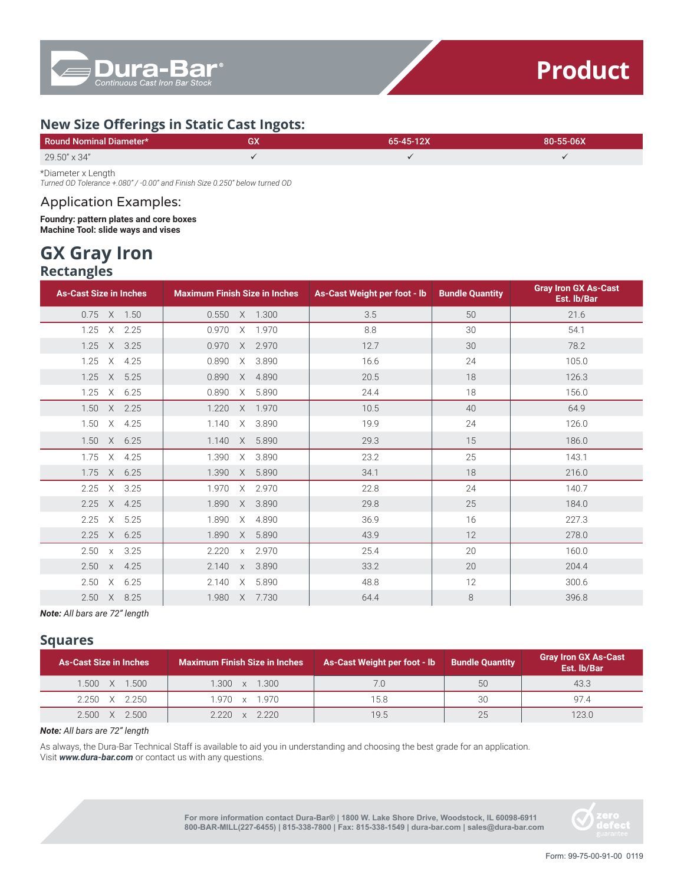## New Size Offerings in Static Cast Ingots:

| Round Nominal Diameter* | GX | 65-45-12X | 80-55-06X |
|---|---|---|---|
| 29.50" x 34" | ✓ | ✓ | ✓ |

*Diameter x Length
*Turned OD Tolerance +.080" / -0.00" and Finish Size 0.250" below turned OD*

### Application Examples:

**Foundry: pattern plates and core boxes**
**Machine Tool: slide ways and vises**

# GX Gray Iron

## Rectangles

| As-Cast Size in Inches | Maximum Finish Size in Inches | As-Cast Weight per foot - lb | Bundle Quantity | Gray Iron GX As-Cast Est. lb/Bar |
|---|---|---|---|---|
| 0.75 X 1.50 | 0.550 X 1.300 | 3.5 | 50 | 21.6 |
| 1.25 X 2.25 | 0.970 X 1.970 | 8.8 | 30 | 54.1 |
| 1.25 X 3.25 | 0.970 X 2.970 | 12.7 | 30 | 78.2 |
| 1.25 X 4.25 | 0.890 X 3.890 | 16.6 | 24 | 105.0 |
| 1.25 X 5.25 | 0.890 X 4.890 | 20.5 | 18 | 126.3 |
| 1.25 X 6.25 | 0.890 X 5.890 | 24.4 | 18 | 156.0 |
| 1.50 X 2.25 | 1.220 X 1.970 | 10.5 | 40 | 64.9 |
| 1.50 X 4.25 | 1.140 X 3.890 | 19.9 | 24 | 126.0 |
| 1.50 X 6.25 | 1.140 X 5.890 | 29.3 | 15 | 186.0 |
| 1.75 X 4.25 | 1.390 X 3.890 | 23.2 | 25 | 143.1 |
| 1.75 X 6.25 | 1.390 X 5.890 | 34.1 | 18 | 216.0 |
| 2.25 X 3.25 | 1.970 X 2.970 | 22.8 | 24 | 140.7 |
| 2.25 X 4.25 | 1.890 X 3.890 | 29.8 | 25 | 184.0 |
| 2.25 X 5.25 | 1.890 X 4.890 | 36.9 | 16 | 227.3 |
| 2.25 X 6.25 | 1.890 X 5.890 | 43.9 | 12 | 278.0 |
| 2.50 x 3.25 | 2.220 x 2.970 | 25.4 | 20 | 160.0 |
| 2.50 x 4.25 | 2.140 x 3.890 | 33.2 | 20 | 204.4 |
| 2.50 X 6.25 | 2.140 X 5.890 | 48.8 | 12 | 300.6 |
| 2.50 X 8.25 | 1.980 X 7.730 | 64.4 | 8 | 396.8 |

***Note:*** *All bars are 72" length*

## Squares

| As-Cast Size in Inches | Maximum Finish Size in Inches | As-Cast Weight per foot - lb | Bundle Quantity | Gray Iron GX As-Cast Est. lb/Bar |
|---|---|---|---|---|
| 1.500 X 1.500 | 1.300 x 1.300 | 7.0 | 50 | 43.3 |
| 2.250 X 2.250 | 1.970 x 1.970 | 15.8 | 30 | 97.4 |
| 2.500 X 2.500 | 2.220 x 2.220 | 19.5 | 25 | 123.0 |

***Note:*** *All bars are 72" length*

As always, the Dura-Bar Technical Staff is available to aid you in understanding and choosing the best grade for an application. Visit ***www.dura-bar.com*** or contact us with any questions.

**For more information contact Dura-Bar® | 1800 W. Lake Shore Drive, Woodstock, IL 60098-6911**
**800-BAR-MILL(227-6455) | 815-338-7800 | Fax: 815-338-1549 | dura-bar.com | sales@dura-bar.com**

Form: 99-75-00-91-00 0119